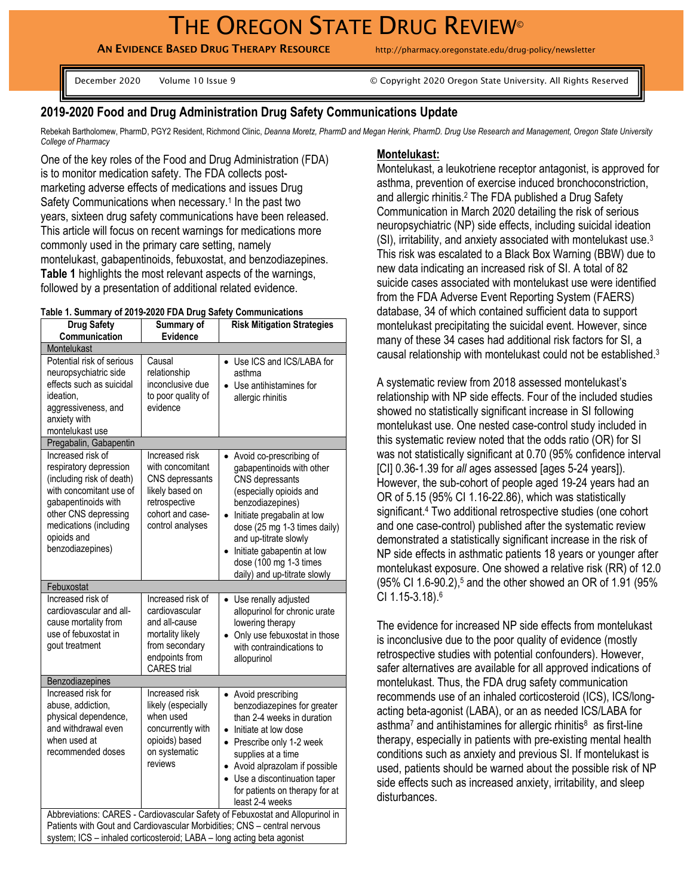# THE OREGON STATE DRUG REVIEW©

**AN EVIDENCE BASED DRUG THERAPY RESOURCE** http://pharmacy.oregonstate.edu/drug-policy/newsletter

December 2020 Volume 10 Issue 9 © Copyright 2020 Oregon State University. All Rights Reserved

## 2019-2020 Food and Drug Administration Drug Safety Communications Update

Rebekah Bartholomew, PharmD, PGY2 Resident, Richmond Clinic, *Deanna Moretz, PharmD and Megan Herink, PharmD. Drug Use Research and Management, Oregon State University College of Pharmacy*

One of the key roles of the Food and Drug Administration (FDA) is to monitor medication safety. The FDA collects post-marketing adverse effects of medications and issues Drug Safety Communications when necessary.[1] In the past two years, sixteen drug safety communications have been released. This article will focus on recent warnings for medications more commonly used in the primary care setting, namely montelukast, gabapentinoids, febuxostat, and benzodiazepines. **Table 1** highlights the most relevant aspects of the warnings, followed by a presentation of additional related evidence.

**Table 1. Summary of 2019-2020 FDA Drug Safety Communications**

| Drug Safety Communication | Summary of Evidence | Risk Mitigation Strategies |
|---|---|---|
| **Montelukast** | | |
| Potential risk of serious neuropsychiatric side effects such as suicidal ideation, aggressiveness, and anxiety with montelukast use | Causal relationship inconclusive due to poor quality of evidence | • Use ICS and ICS/LABA for asthma<br>• Use antihistamines for allergic rhinitis |
| **Pregabalin, Gabapentin** | | |
| Increased risk of respiratory depression (including risk of death) with concomitant use of gabapentinoids with other CNS depressing medications (including opioids and benzodiazepines) | Increased risk with concomitant CNS depressants likely based on retrospective cohort and case-control analyses | • Avoid co-prescribing of gabapentinoids with other CNS depressants (especially opioids and benzodiazepines)<br>• Initiate pregabalin at low dose (25 mg 1-3 times daily) and up-titrate slowly<br>• Initiate gabapentin at low dose (100 mg 1-3 times daily) and up-titrate slowly |
| **Febuxostat** | | |
| Increased risk of cardiovascular and all-cause mortality from use of febuxostat in gout treatment | Increased risk of cardiovascular and all-cause mortality likely from secondary endpoints from CARES trial | • Use renally adjusted allopurinol for chronic urate lowering therapy<br>• Only use febuxostat in those with contraindications to allopurinol |
| **Benzodiazepines** | | |
| Increased risk for abuse, addiction, physical dependence, and withdrawal even when used at recommended doses | Increased risk likely (especially when used concurrently with opioids) based on systematic reviews | • Avoid prescribing benzodiazepines for greater than 2-4 weeks in duration<br>• Initiate at low dose<br>• Prescribe only 1-2 week supplies at a time<br>• Avoid alprazolam if possible<br>• Use a discontinuation taper for patients on therapy for at least 2-4 weeks |

Abbreviations: CARES - Cardiovascular Safety of Febuxostat and Allopurinol in Patients with Gout and Cardiovascular Morbidities; CNS – central nervous system; ICS – inhaled corticosteroid; LABA – long acting beta agonist

### Montelukast:

Montelukast, a leukotriene receptor antagonist, is approved for asthma, prevention of exercise induced bronchoconstriction, and allergic rhinitis.[2] The FDA published a Drug Safety Communication in March 2020 detailing the risk of serious neuropsychiatric (NP) side effects, including suicidal ideation (SI), irritability, and anxiety associated with montelukast use.[3] This risk was escalated to a Black Box Warning (BBW) due to new data indicating an increased risk of SI. A total of 82 suicide cases associated with montelukast use were identified from the FDA Adverse Event Reporting System (FAERS) database, 34 of which contained sufficient data to support montelukast precipitating the suicidal event. However, since many of these 34 cases had additional risk factors for SI, a causal relationship with montelukast could not be established.[3]

A systematic review from 2018 assessed montelukast's relationship with NP side effects. Four of the included studies showed no statistically significant increase in SI following montelukast use. One nested case-control study included in this systematic review noted that the odds ratio (OR) for SI was not statistically significant at 0.70 (95% confidence interval [CI] 0.36-1.39 for *all* ages assessed [ages 5-24 years]). However, the sub-cohort of people aged 19-24 years had an OR of 5.15 (95% CI 1.16-22.86), which was statistically significant.[4] Two additional retrospective studies (one cohort and one case-control) published after the systematic review demonstrated a statistically significant increase in the risk of NP side effects in asthmatic patients 18 years or younger after montelukast exposure. One showed a relative risk (RR) of 12.0 (95% CI 1.6-90.2),[5] and the other showed an OR of 1.91 (95% CI 1.15-3.18).[6]

The evidence for increased NP side effects from montelukast is inconclusive due to the poor quality of evidence (mostly retrospective studies with potential confounders). However, safer alternatives are available for all approved indications of montelukast. Thus, the FDA drug safety communication recommends use of an inhaled corticosteroid (ICS), ICS/long-acting beta-agonist (LABA), or an as needed ICS/LABA for asthma[7] and antihistamines for allergic rhinitis[8] as first-line therapy, especially in patients with pre-existing mental health conditions such as anxiety and previous SI. If montelukast is used, patients should be warned about the possible risk of NP side effects such as increased anxiety, irritability, and sleep disturbances.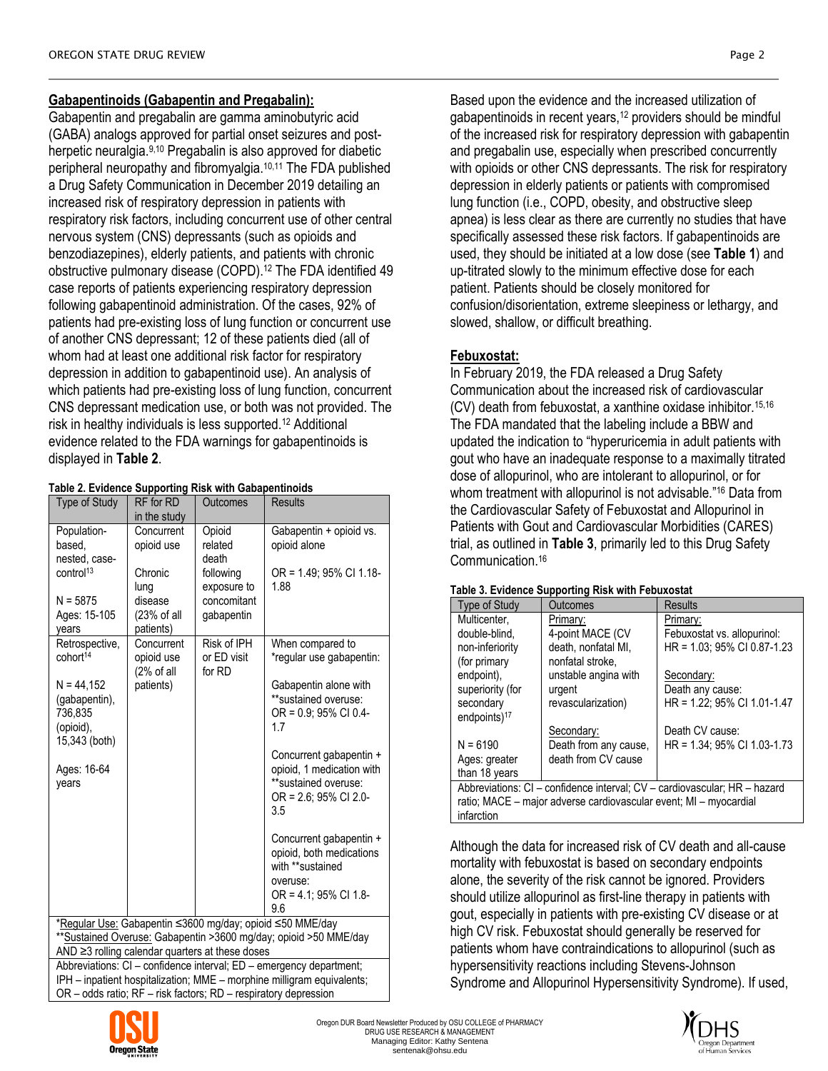## Gabapentinoids (Gabapentin and Pregabalin):

Gabapentin and pregabalin are gamma aminobutyric acid (GABA) analogs approved for partial onset seizures and post-herpetic neuralgia.[9,10] Pregabalin is also approved for diabetic peripheral neuropathy and fibromyalgia.[10,11] The FDA published a Drug Safety Communication in December 2019 detailing an increased risk of respiratory depression in patients with respiratory risk factors, including concurrent use of other central nervous system (CNS) depressants (such as opioids and benzodiazepines), elderly patients, and patients with chronic obstructive pulmonary disease (COPD).[12] The FDA identified 49 case reports of patients experiencing respiratory depression following gabapentinoid administration. Of the cases, 92% of patients had pre-existing loss of lung function or concurrent use of another CNS depressant; 12 of these patients died (all of whom had at least one additional risk factor for respiratory depression in addition to gabapentinoid use). An analysis of which patients had pre-existing loss of lung function, concurrent CNS depressant medication use, or both was not provided. The risk in healthy individuals is less supported.[12] Additional evidence related to the FDA warnings for gabapentinoids is displayed in **Table 2**.

**Table 2. Evidence Supporting Risk with Gabapentinoids**

| Type of Study | RF for RD in the study | Outcomes | Results |
|---|---|---|---|
| Population-based, nested, case-control[13]<br><br>N = 5875<br>Ages: 15-105 years | Concurrent opioid use<br><br>Chronic lung disease (23% of all patients) | Opioid related death following exposure to concomitant gabapentin | Gabapentin + opioid vs. opioid alone<br><br>OR = 1.49; 95% CI 1.18-1.88 |
| Retrospective, cohort[14]<br><br>N = 44,152 (gabapentin), 736,835 (opioid), 15,343 (both)<br><br>Ages: 16-64 years | Concurrent opioid use (2% of all patients) | Risk of IPH or ED visit for RD | When compared to *regular use gabapentin:<br><br>Gabapentin alone with **sustained overuse: OR = 0.9; 95% CI 0.4-1.7<br><br>Concurrent gabapentin + opioid, 1 medication with **sustained overuse: OR = 2.6; 95% CI 2.0-3.5<br><br>Concurrent gabapentin + opioid, both medications with **sustained overuse: OR = 4.1; 95% CI 1.8-9.6 |

*Regular Use: Gabapentin ≤3600 mg/day; opioid ≤50 MME/day
**Sustained Overuse: Gabapentin >3600 mg/day; opioid >50 MME/day AND ≥3 rolling calendar quarters at these doses
Abbreviations: CI – confidence interval; ED – emergency department; IPH – inpatient hospitalization; MME – morphine milligram equivalents; OR – odds ratio; RF – risk factors; RD – respiratory depression

Based upon the evidence and the increased utilization of gabapentinoids in recent years,[12] providers should be mindful of the increased risk for respiratory depression with gabapentin and pregabalin use, especially when prescribed concurrently with opioids or other CNS depressants. The risk for respiratory depression in elderly patients or patients with compromised lung function (i.e., COPD, obesity, and obstructive sleep apnea) is less clear as there are currently no studies that have specifically assessed these risk factors. If gabapentinoids are used, they should be initiated at a low dose (see **Table 1**) and up-titrated slowly to the minimum effective dose for each patient. Patients should be closely monitored for confusion/disorientation, extreme sleepiness or lethargy, and slowed, shallow, or difficult breathing.

## Febuxostat:

In February 2019, the FDA released a Drug Safety Communication about the increased risk of cardiovascular (CV) death from febuxostat, a xanthine oxidase inhibitor.[15,16] The FDA mandated that the labeling include a BBW and updated the indication to "hyperuricemia in adult patients with gout who have an inadequate response to a maximally titrated dose of allopurinol, who are intolerant to allopurinol, or for whom treatment with allopurinol is not advisable."[16] Data from the Cardiovascular Safety of Febuxostat and Allopurinol in Patients with Gout and Cardiovascular Morbidities (CARES) trial, as outlined in **Table 3**, primarily led to this Drug Safety Communication.[16]

**Table 3. Evidence Supporting Risk with Febuxostat**

| Type of Study | Outcomes | Results |
|---|---|---|
| Multicenter, double-blind, non-inferiority (for primary endpoint), superiority (for secondary endpoints)[17]<br><br>N = 6190<br>Ages: greater than 18 years | Primary:<br>4-point MACE (CV death, nonfatal MI, nonfatal stroke, unstable angina with urgent revascularization)<br><br>Secondary:<br>Death from any cause, death from CV cause | Primary:<br>Febuxostat vs. allopurinol: HR = 1.03; 95% CI 0.87-1.23<br><br>Secondary:<br>Death any cause: HR = 1.22; 95% CI 1.01-1.47<br><br>Death CV cause: HR = 1.34; 95% CI 1.03-1.73 |

Abbreviations: CI – confidence interval; CV – cardiovascular; HR – hazard ratio; MACE – major adverse cardiovascular event; MI – myocardial infarction

Although the data for increased risk of CV death and all-cause mortality with febuxostat is based on secondary endpoints alone, the severity of the risk cannot be ignored. Providers should utilize allopurinol as first-line therapy in patients with gout, especially in patients with pre-existing CV disease or at high CV risk. Febuxostat should generally be reserved for patients whom have contraindications to allopurinol (such as hypersensitivity reactions including Stevens-Johnson Syndrome and Allopurinol Hypersensitivity Syndrome). If used,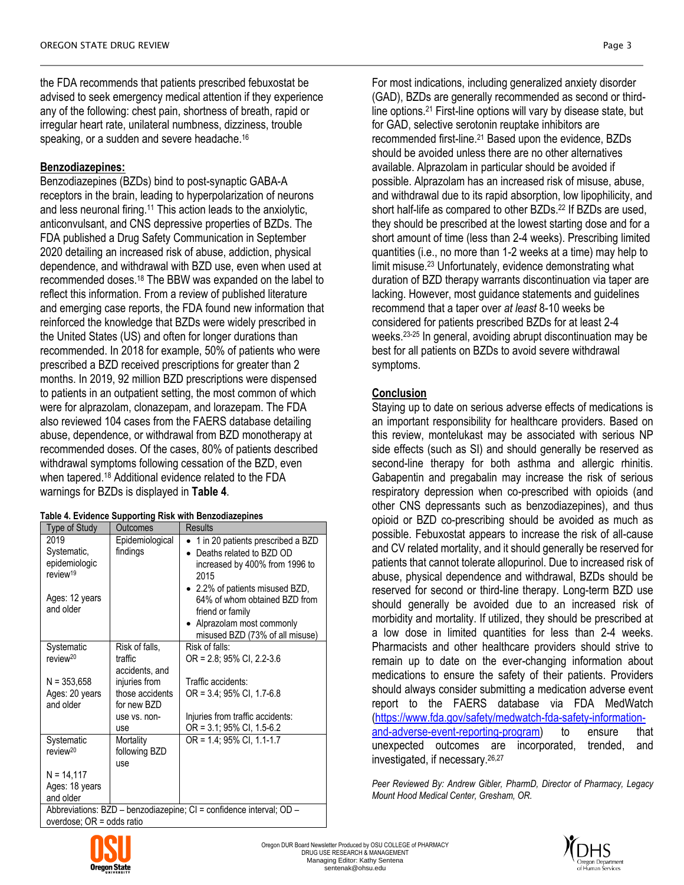the FDA recommends that patients prescribed febuxostat be advised to seek emergency medical attention if they experience any of the following: chest pain, shortness of breath, rapid or irregular heart rate, unilateral numbness, dizziness, trouble speaking, or a sudden and severe headache.[16]

## Benzodiazepines:

Benzodiazepines (BZDs) bind to post-synaptic GABA-A receptors in the brain, leading to hyperpolarization of neurons and less neuronal firing.[11] This action leads to the anxiolytic, anticonvulsant, and CNS depressive properties of BZDs. The FDA published a Drug Safety Communication in September 2020 detailing an increased risk of abuse, addiction, physical dependence, and withdrawal with BZD use, even when used at recommended doses.[18] The BBW was expanded on the label to reflect this information. From a review of published literature and emerging case reports, the FDA found new information that reinforced the knowledge that BZDs were widely prescribed in the United States (US) and often for longer durations than recommended. In 2018 for example, 50% of patients who were prescribed a BZD received prescriptions for greater than 2 months. In 2019, 92 million BZD prescriptions were dispensed to patients in an outpatient setting, the most common of which were for alprazolam, clonazepam, and lorazepam. The FDA also reviewed 104 cases from the FAERS database detailing abuse, dependence, or withdrawal from BZD monotherapy at recommended doses. Of the cases, 80% of patients described withdrawal symptoms following cessation of the BZD, even when tapered.[18] Additional evidence related to the FDA warnings for BZDs is displayed in **Table 4**.

**Table 4. Evidence Supporting Risk with Benzodiazepines**

| Type of Study | Outcomes | Results |
|---|---|---|
| 2019 Systematic, epidemiologic review[19]<br><br>Ages: 12 years and older | Epidemiological findings | • 1 in 20 patients prescribed a BZD<br>• Deaths related to BZD OD increased by 400% from 1996 to 2015<br>• 2.2% of patients misused BZD, 64% of whom obtained BZD from friend or family<br>• Alprazolam most commonly misused BZD (73% of all misuse) |
| Systematic review[20]<br><br>N = 353,658<br>Ages: 20 years and older | Risk of falls, traffic accidents, and injuries from those accidents for new BZD use vs. non-use | Risk of falls:<br>OR = 2.8; 95% CI, 2.2-3.6<br><br>Traffic accidents:<br>OR = 3.4; 95% CI, 1.7-6.8<br><br>Injuries from traffic accidents:<br>OR = 3.1; 95% CI, 1.5-6.2 |
| Systematic review[20]<br><br>N = 14,117<br>Ages: 18 years and older | Mortality following BZD use | OR = 1.4; 95% CI, 1.1-1.7 |

Abbreviations: BZD – benzodiazepine; CI = confidence interval; OD – overdose; OR = odds ratio

For most indications, including generalized anxiety disorder (GAD), BZDs are generally recommended as second or third-line options.[21] First-line options will vary by disease state, but for GAD, selective serotonin reuptake inhibitors are recommended first-line.[21] Based upon the evidence, BZDs should be avoided unless there are no other alternatives available. Alprazolam in particular should be avoided if possible. Alprazolam has an increased risk of misuse, abuse, and withdrawal due to its rapid absorption, low lipophilicity, and short half-life as compared to other BZDs.[22] If BZDs are used, they should be prescribed at the lowest starting dose and for a short amount of time (less than 2-4 weeks). Prescribing limited quantities (i.e., no more than 1-2 weeks at a time) may help to limit misuse.[23] Unfortunately, evidence demonstrating what duration of BZD therapy warrants discontinuation via taper are lacking. However, most guidance statements and guidelines recommend that a taper over *at least* 8-10 weeks be considered for patients prescribed BZDs for at least 2-4 weeks.[23-25] In general, avoiding abrupt discontinuation may be best for all patients on BZDs to avoid severe withdrawal symptoms.

## Conclusion

Staying up to date on serious adverse effects of medications is an important responsibility for healthcare providers. Based on this review, montelukast may be associated with serious NP side effects (such as SI) and should generally be reserved as second-line therapy for both asthma and allergic rhinitis. Gabapentin and pregabalin may increase the risk of serious respiratory depression when co-prescribed with opioids (and other CNS depressants such as benzodiazepines), and thus opioid or BZD co-prescribing should be avoided as much as possible. Febuxostat appears to increase the risk of all-cause and CV related mortality, and it should generally be reserved for patients that cannot tolerate allopurinol. Due to increased risk of abuse, physical dependence and withdrawal, BZDs should be reserved for second or third-line therapy. Long-term BZD use should generally be avoided due to an increased risk of morbidity and mortality. If utilized, they should be prescribed at a low dose in limited quantities for less than 2-4 weeks. Pharmacists and other healthcare providers should strive to remain up to date on the ever-changing information about medications to ensure the safety of their patients. Providers should always consider submitting a medication adverse event report to the FAERS database via FDA MedWatch (https://www.fda.gov/safety/medwatch-fda-safety-information-and-adverse-event-reporting-program) to ensure that unexpected outcomes are incorporated, trended, and investigated, if necessary.[26,27]

*Peer Reviewed By: Andrew Gibler, PharmD, Director of Pharmacy, Legacy Mount Hood Medical Center, Gresham, OR.*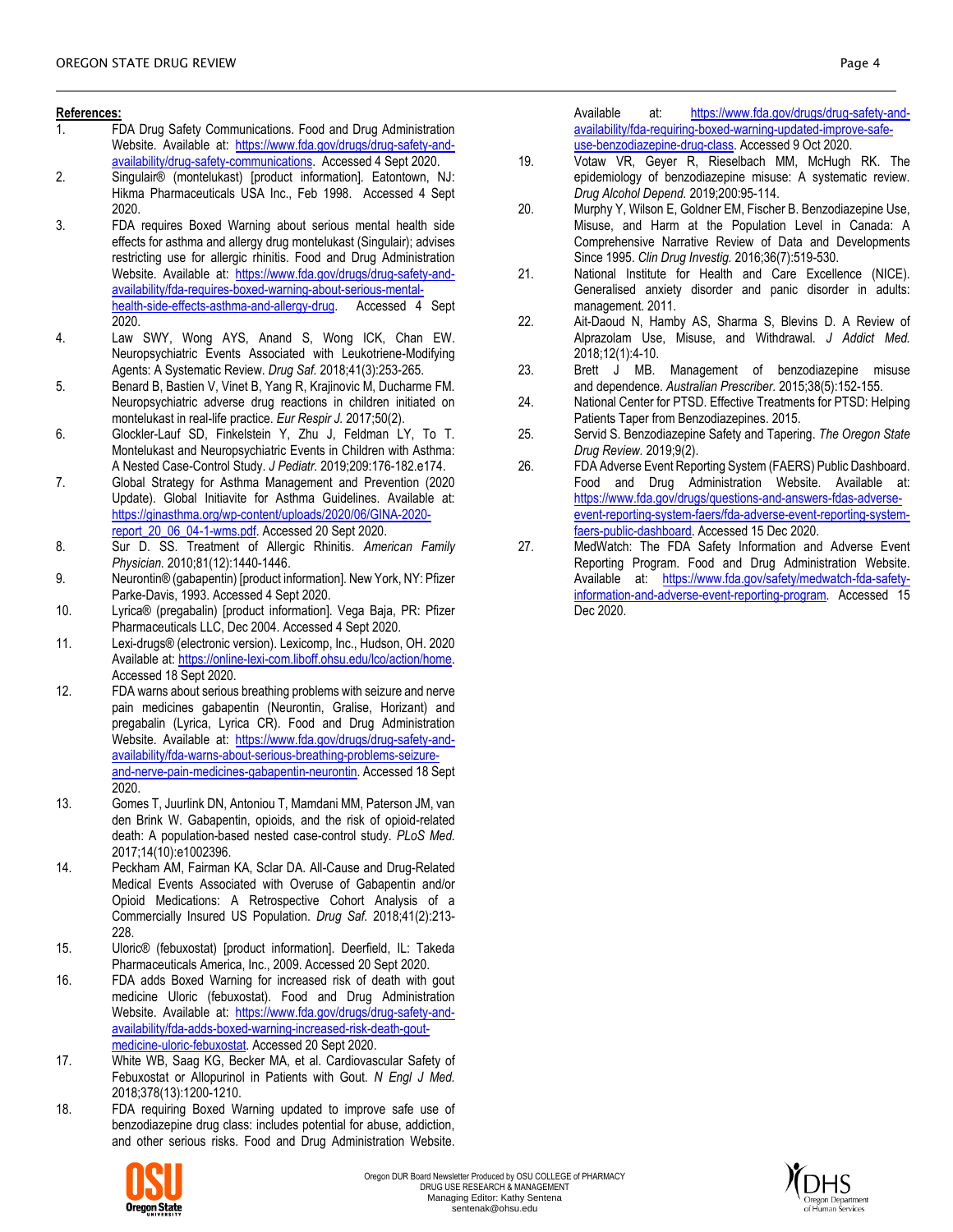**References:**

1. FDA Drug Safety Communications. Food and Drug Administration Website. Available at: https://www.fda.gov/drugs/drug-safety-and-availability/drug-safety-communications. Accessed 4 Sept 2020.
2. Singulair® (montelukast) [product information]. Eatontown, NJ: Hikma Pharmaceuticals USA Inc., Feb 1998. Accessed 4 Sept 2020.
3. FDA requires Boxed Warning about serious mental health side effects for asthma and allergy drug montelukast (Singulair); advises restricting use for allergic rhinitis. Food and Drug Administration Website. Available at: https://www.fda.gov/drugs/drug-safety-and-availability/fda-requires-boxed-warning-about-serious-mental-health-side-effects-asthma-and-allergy-drug. Accessed 4 Sept 2020.
4. Law SWY, Wong AYS, Anand S, Wong ICK, Chan EW. Neuropsychiatric Events Associated with Leukotriene-Modifying Agents: A Systematic Review. *Drug Saf.* 2018;41(3):253-265.
5. Benard B, Bastien V, Vinet B, Yang R, Krajinovic M, Ducharme FM. Neuropsychiatric adverse drug reactions in children initiated on montelukast in real-life practice. *Eur Respir J.* 2017;50(2).
6. Glockler-Lauf SD, Finkelstein Y, Zhu J, Feldman LY, To T. Montelukast and Neuropsychiatric Events in Children with Asthma: A Nested Case-Control Study. *J Pediatr.* 2019;209:176-182.e174.
7. Global Strategy for Asthma Management and Prevention (2020 Update). Global Initiavite for Asthma Guidelines. Available at: https://ginasthma.org/wp-content/uploads/2020/06/GINA-2020-report_20_06_04-1-wms.pdf. Accessed 20 Sept 2020.
8. Sur D. SS. Treatment of Allergic Rhinitis. *American Family Physician.* 2010;81(12):1440-1446.
9. Neurontin® (gabapentin) [product information]. New York, NY: Pfizer Parke-Davis, 1993. Accessed 4 Sept 2020.
10. Lyrica® (pregabalin) [product information]. Vega Baja, PR: Pfizer Pharmaceuticals LLC, Dec 2004. Accessed 4 Sept 2020.
11. Lexi-drugs® (electronic version). Lexicomp, Inc., Hudson, OH. 2020 Available at: https://online-lexi-com.liboff.ohsu.edu/lco/action/home. Accessed 18 Sept 2020.
12. FDA warns about serious breathing problems with seizure and nerve pain medicines gabapentin (Neurontin, Gralise, Horizant) and pregabalin (Lyrica, Lyrica CR). Food and Drug Administration Website. Available at: https://www.fda.gov/drugs/drug-safety-and-availability/fda-warns-about-serious-breathing-problems-seizure-and-nerve-pain-medicines-gabapentin-neurontin. Accessed 18 Sept 2020.
13. Gomes T, Juurlink DN, Antoniou T, Mamdani MM, Paterson JM, van den Brink W. Gabapentin, opioids, and the risk of opioid-related death: A population-based nested case-control study. *PLoS Med.* 2017;14(10):e1002396.
14. Peckham AM, Fairman KA, Sclar DA. All-Cause and Drug-Related Medical Events Associated with Overuse of Gabapentin and/or Opioid Medications: A Retrospective Cohort Analysis of a Commercially Insured US Population. *Drug Saf.* 2018;41(2):213-228.
15. Uloric® (febuxostat) [product information]. Deerfield, IL: Takeda Pharmaceuticals America, Inc., 2009. Accessed 20 Sept 2020.
16. FDA adds Boxed Warning for increased risk of death with gout medicine Uloric (febuxostat). Food and Drug Administration Website. Available at: https://www.fda.gov/drugs/drug-safety-and-availability/fda-adds-boxed-warning-increased-risk-death-gout-medicine-uloric-febuxostat. Accessed 20 Sept 2020.
17. White WB, Saag KG, Becker MA, et al. Cardiovascular Safety of Febuxostat or Allopurinol in Patients with Gout. *N Engl J Med.* 2018;378(13):1200-1210.
18. FDA requiring Boxed Warning updated to improve safe use of benzodiazepine drug class: includes potential for abuse, addiction, and other serious risks. Food and Drug Administration Website. Available at: https://www.fda.gov/drugs/drug-safety-and-availability/fda-requiring-boxed-warning-updated-improve-safe-use-benzodiazepine-drug-class. Accessed 9 Oct 2020.
19. Votaw VR, Geyer R, Rieselbach MM, McHugh RK. The epidemiology of benzodiazepine misuse: A systematic review. *Drug Alcohol Depend.* 2019;200:95-114.
20. Murphy Y, Wilson E, Goldner EM, Fischer B. Benzodiazepine Use, Misuse, and Harm at the Population Level in Canada: A Comprehensive Narrative Review of Data and Developments Since 1995. *Clin Drug Investig.* 2016;36(7):519-530.
21. National Institute for Health and Care Excellence (NICE). Generalised anxiety disorder and panic disorder in adults: management. 2011.
22. Ait-Daoud N, Hamby AS, Sharma S, Blevins D. A Review of Alprazolam Use, Misuse, and Withdrawal. *J Addict Med.* 2018;12(1):4-10.
23. Brett J MB. Management of benzodiazepine misuse and dependence. *Australian Prescriber.* 2015;38(5):152-155.
24. National Center for PTSD. Effective Treatments for PTSD: Helping Patients Taper from Benzodiazepines. 2015.
25. Servid S. Benzodiazepine Safety and Tapering. *The Oregon State Drug Review.* 2019;9(2).
26. FDA Adverse Event Reporting System (FAERS) Public Dashboard. Food and Drug Administration Website. Available at: https://www.fda.gov/drugs/questions-and-answers-fdas-adverse-event-reporting-system-faers/fda-adverse-event-reporting-system-faers-public-dashboard. Accessed 15 Dec 2020.
27. MedWatch: The FDA Safety Information and Adverse Event Reporting Program. Food and Drug Administration Website. Available at: https://www.fda.gov/safety/medwatch-fda-safety-information-and-adverse-event-reporting-program. Accessed 15 Dec 2020.

Oregon DUR Board Newsletter Produced by OSU COLLEGE of PHARMACY
DRUG USE RESEARCH & MANAGEMENT
Managing Editor: Kathy Sentena
sentenak@ohsu.edu